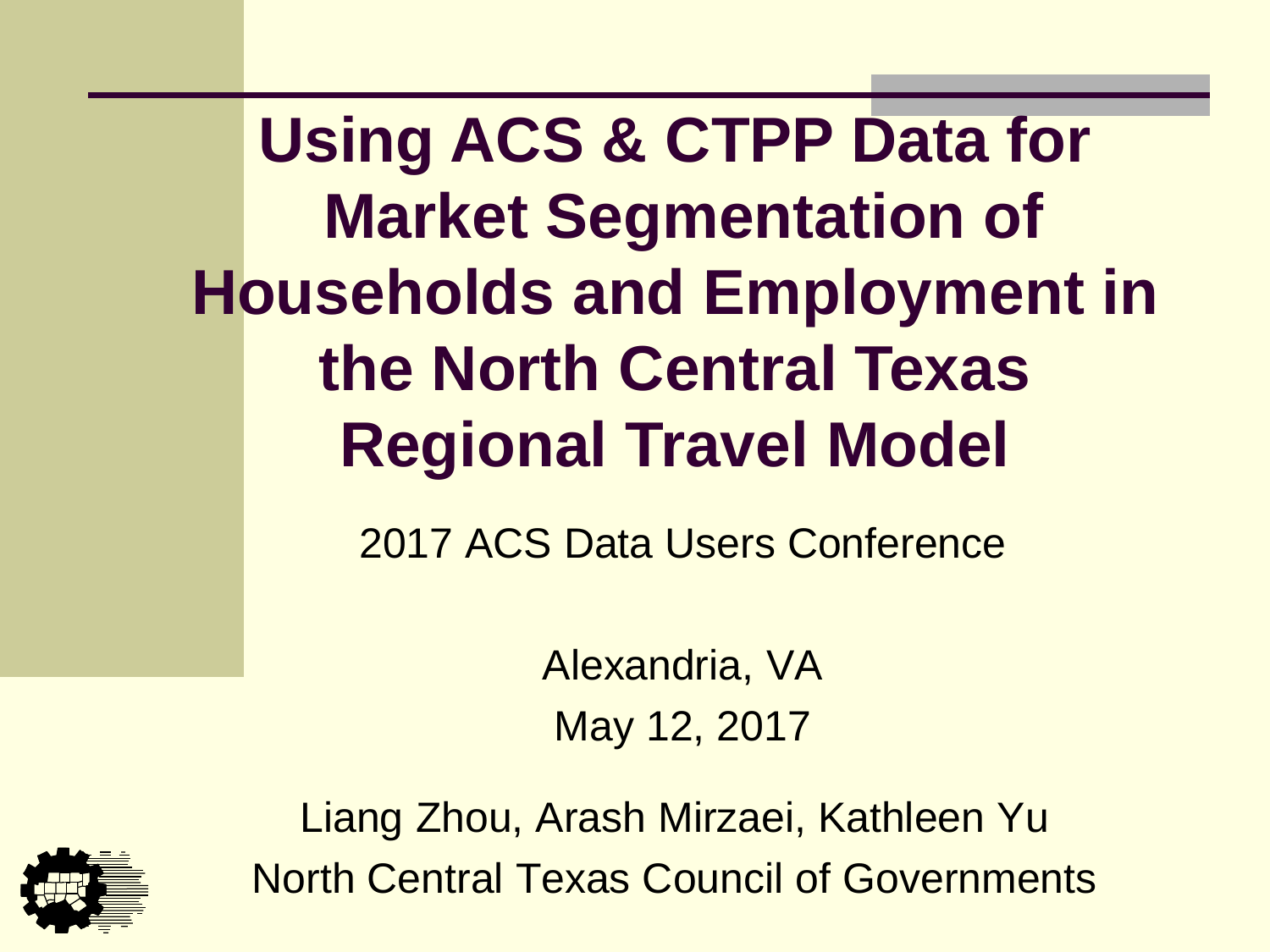# Using ACS & CTPP Data for Market Segmentation of Households and Employment in the North Central Texas Regional Travel Model

2017 ACS Data Users Conference

Alexandria, VA

May 12, 2017

Liang Zhou, Arash Mirzaei, Kathleen Yu

North Central Texas Council of Governments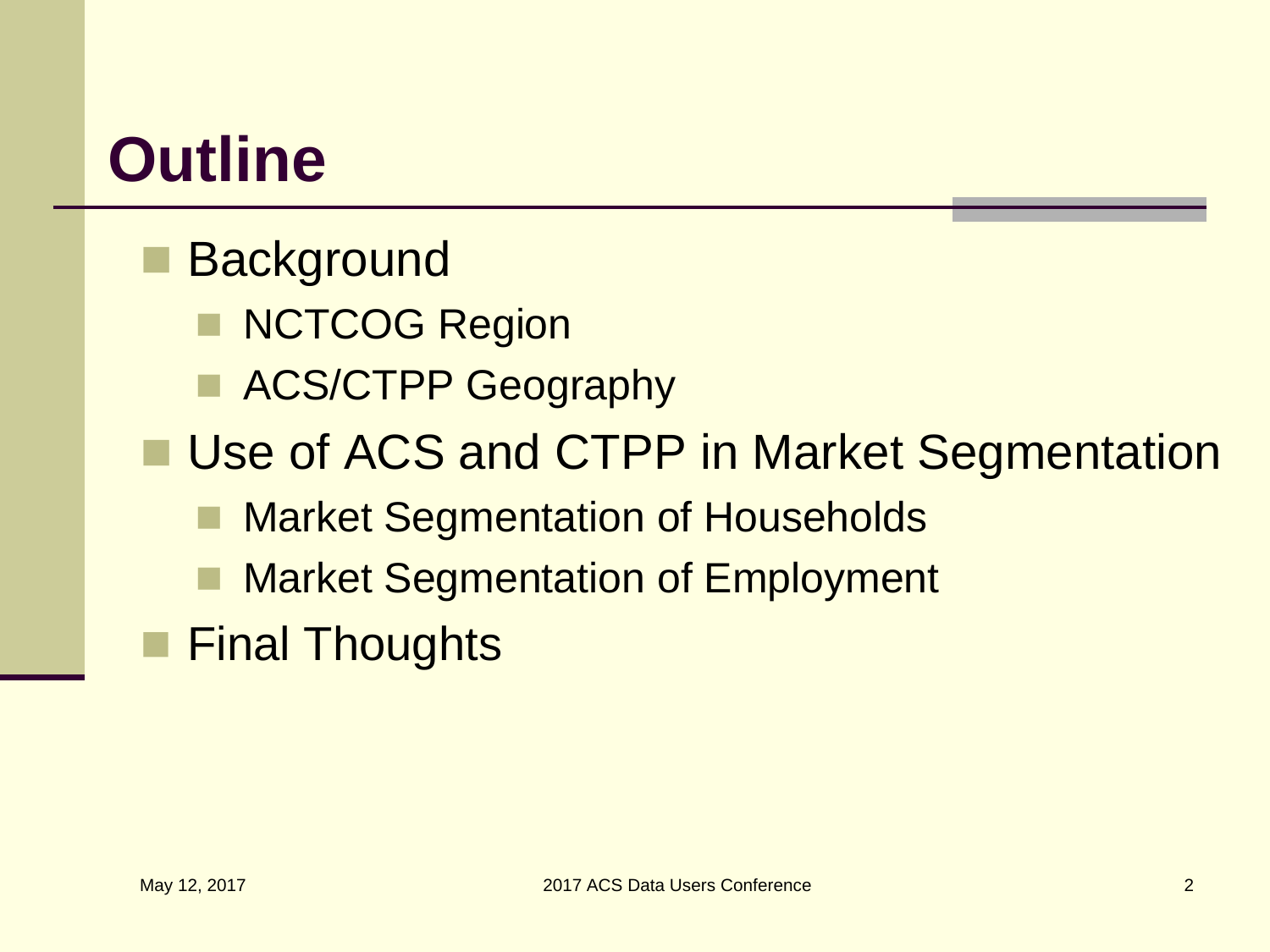# Outline

- Background
  - NCTCOG Region
  - ACS/CTPP Geography
- Use of ACS and CTPP in Market Segmentation
  - Market Segmentation of Households
  - Market Segmentation of Employment
- Final Thoughts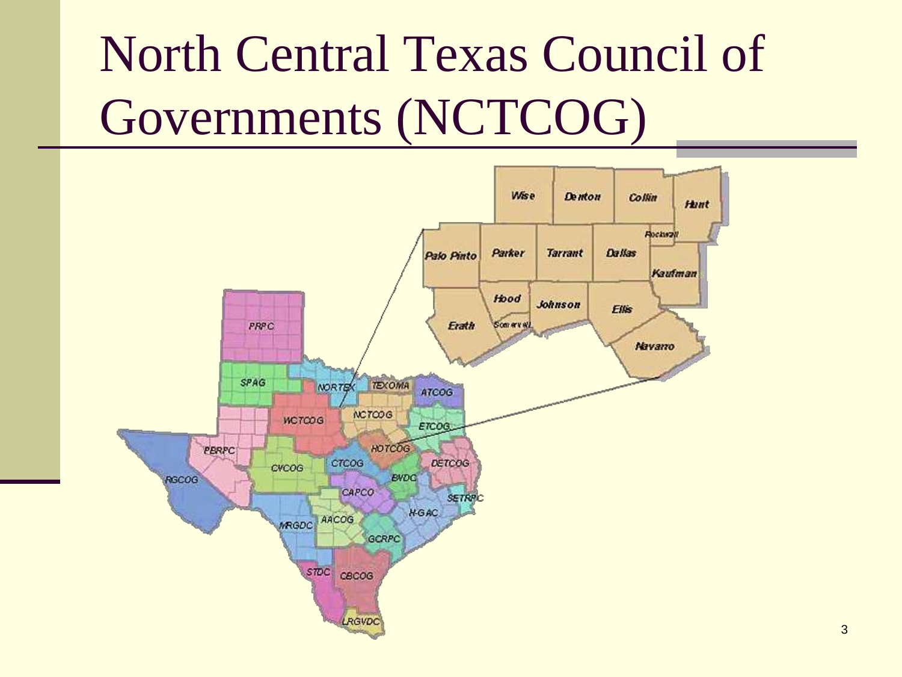# North Central Texas Council of Governments (NCTCOG)

Wise
Denton
Collin
Hunt
Rockwall
Palo Pinto
Parker
Tarrant
Dallas
Kaufman
Hood
Johnson
Ellis
Erath
Somervell
Navarro

PRPC
SPAG
NORTEX
TEXOMA
ATCOG
WCTCOG
NCTCOG
ETCOG
PBRPC
HOTCOG
CVCOG
CTCOG
DETCOG
RGCOG
BVDC
CAPCO
SETRPC
H-GAC
MRGDC
AACOG
GCRPC
STDC
CBCOG
LRGVDC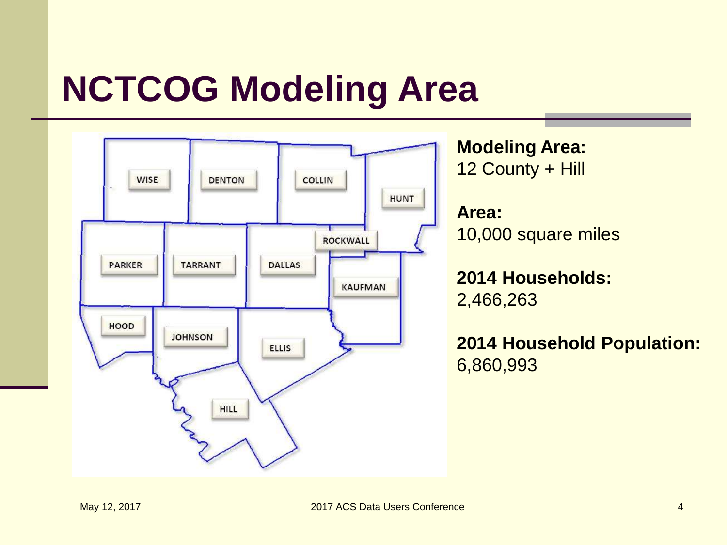# NCTCOG Modeling Area

WISE
DENTON
COLLIN
HUNT
ROCKWALL
PARKER
TARRANT
DALLAS
KAUFMAN
HOOD
JOHNSON
ELLIS
HILL

**Modeling Area:**
12 County + Hill

**Area:**
10,000 square miles

**2014 Households:**
2,466,263

**2014 Household Population:**
6,860,993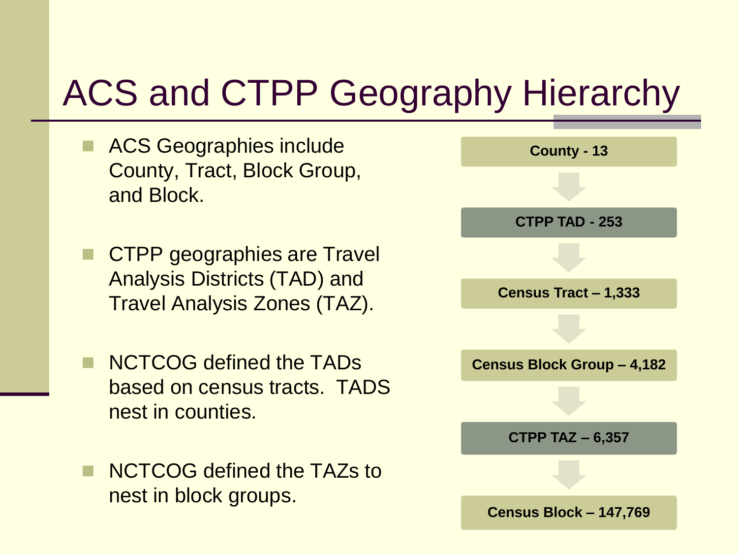# ACS and CTPP Geography Hierarchy

- ACS Geographies include County, Tract, Block Group, and Block.
- CTPP geographies are Travel Analysis Districts (TAD) and Travel Analysis Zones (TAZ).
- NCTCOG defined the TADs based on census tracts. TADS nest in counties.
- NCTCOG defined the TAZs to nest in block groups.

**County - 13**

**CTPP TAD - 253**

**Census Tract – 1,333**

**Census Block Group – 4,182**

**CTPP TAZ – 6,357**

**Census Block – 147,769**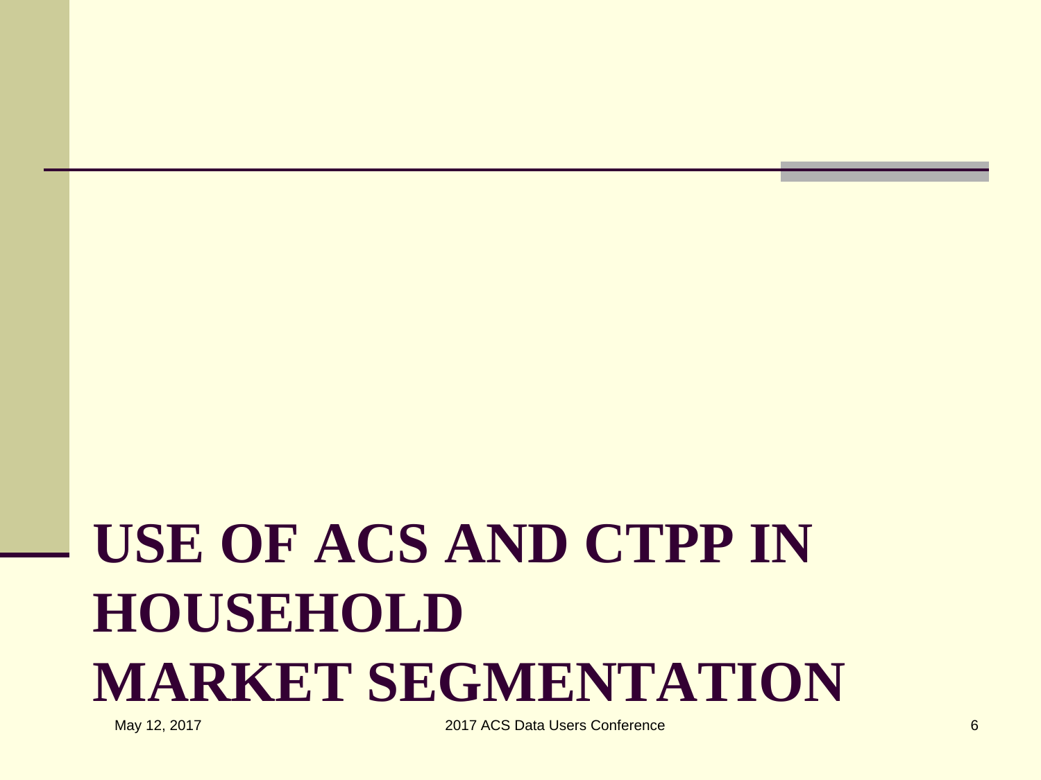# USE OF ACS AND CTPP IN HOUSEHOLD MARKET SEGMENTATION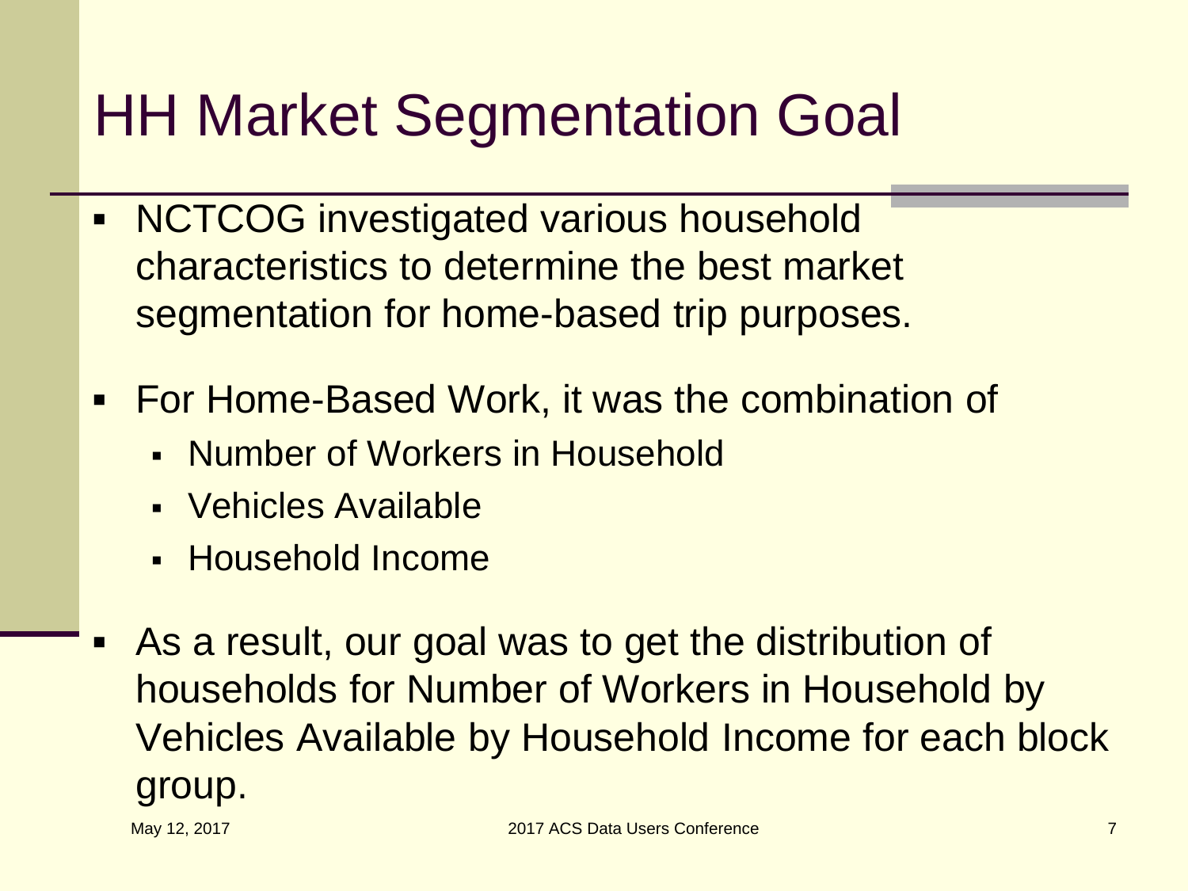# HH Market Segmentation Goal

- NCTCOG investigated various household characteristics to determine the best market segmentation for home-based trip purposes.
- For Home-Based Work, it was the combination of
  - Number of Workers in Household
  - Vehicles Available
  - Household Income
- As a result, our goal was to get the distribution of households for Number of Workers in Household by Vehicles Available by Household Income for each block group.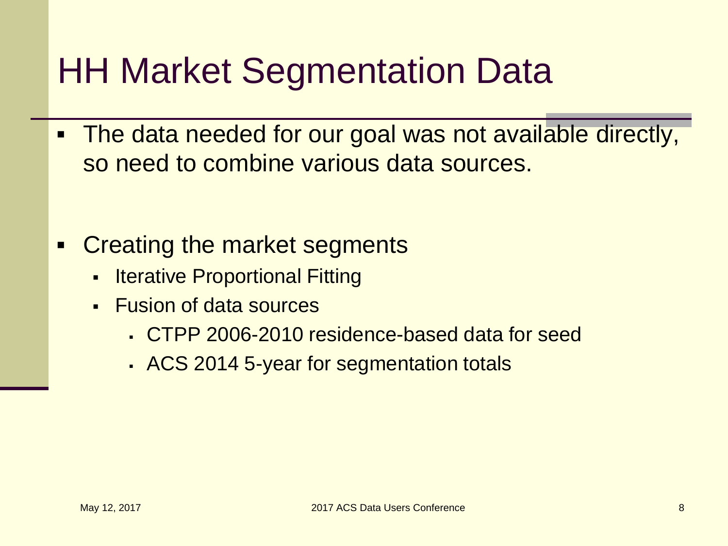# HH Market Segmentation Data

- The data needed for our goal was not available directly, so need to combine various data sources.

- Creating the market segments
  - Iterative Proportional Fitting
  - Fusion of data sources
    - CTPP 2006-2010 residence-based data for seed
    - ACS 2014 5-year for segmentation totals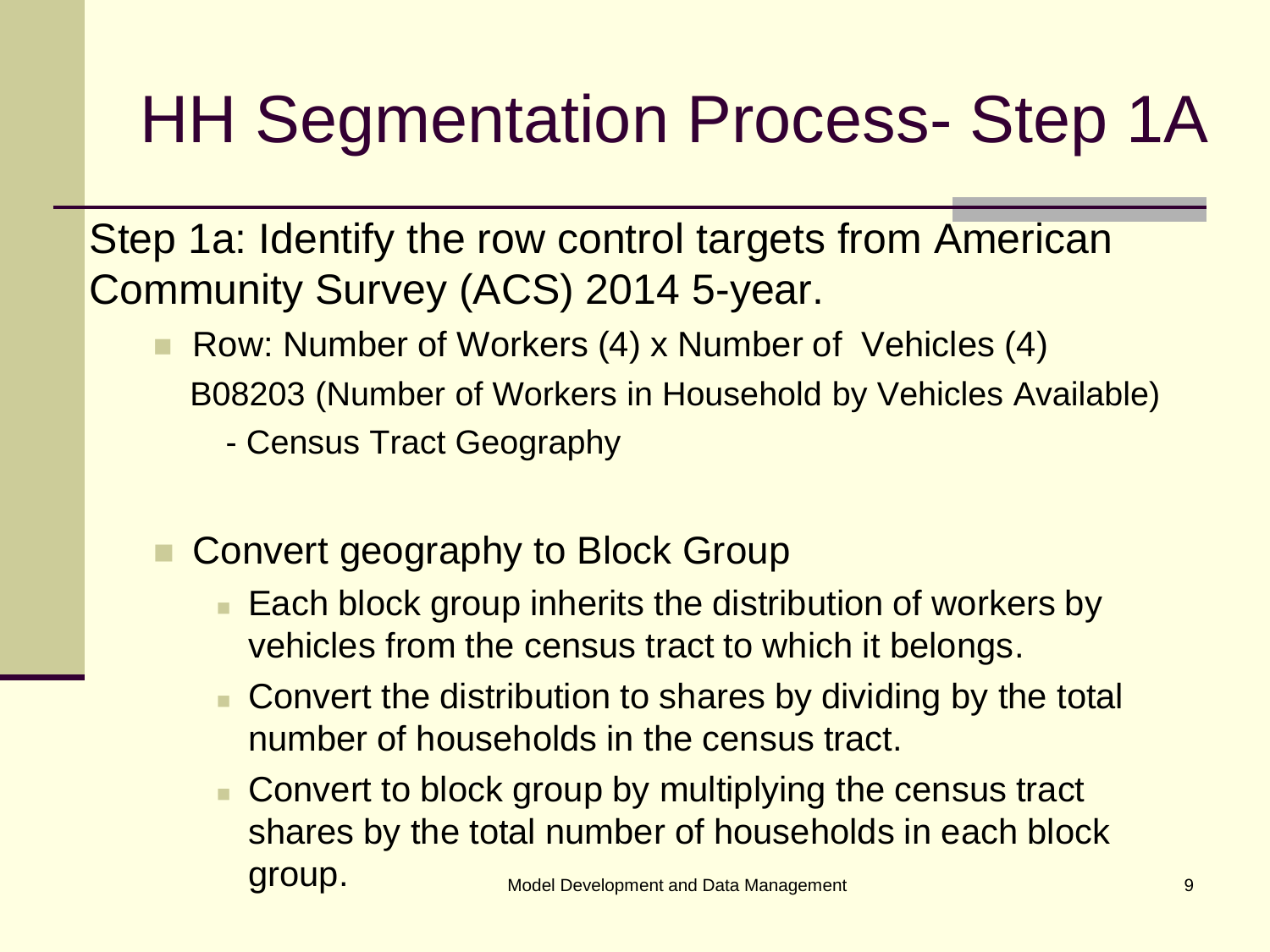# HH Segmentation Process- Step 1A

Step 1a: Identify the row control targets from American Community Survey (ACS) 2014 5-year.

- Row: Number of Workers (4) x Number of Vehicles (4)
  B08203 (Number of Workers in Household by Vehicles Available)
  - Census Tract Geography

- Convert geography to Block Group
  - Each block group inherits the distribution of workers by vehicles from the census tract to which it belongs.
  - Convert the distribution to shares by dividing by the total number of households in the census tract.
  - Convert to block group by multiplying the census tract shares by the total number of households in each block group.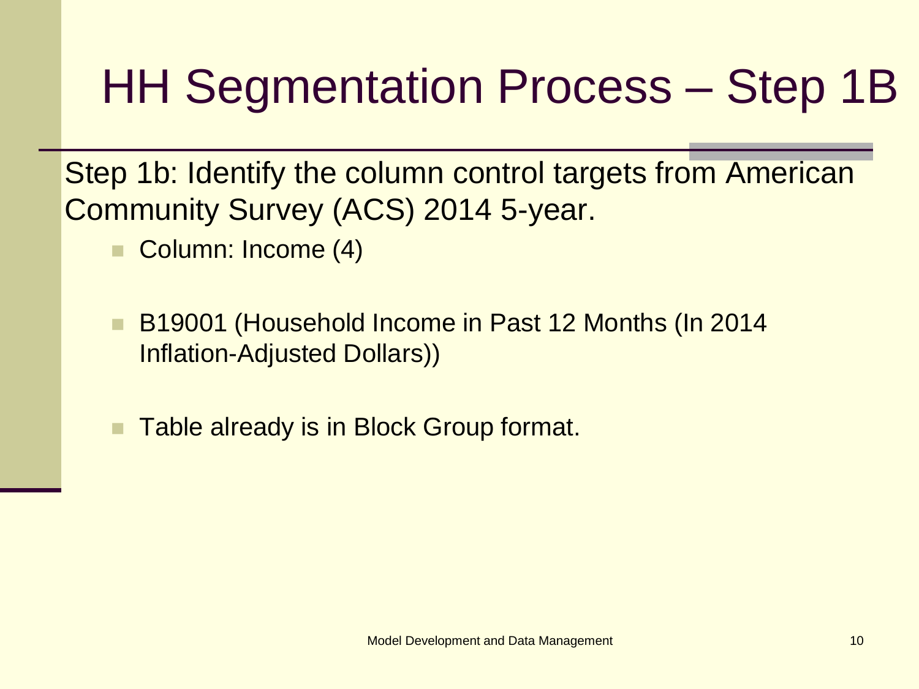# HH Segmentation Process – Step 1B

Step 1b: Identify the column control targets from American Community Survey (ACS) 2014 5-year.

- Column: Income (4)
- B19001 (Household Income in Past 12 Months (In 2014 Inflation-Adjusted Dollars))
- Table already is in Block Group format.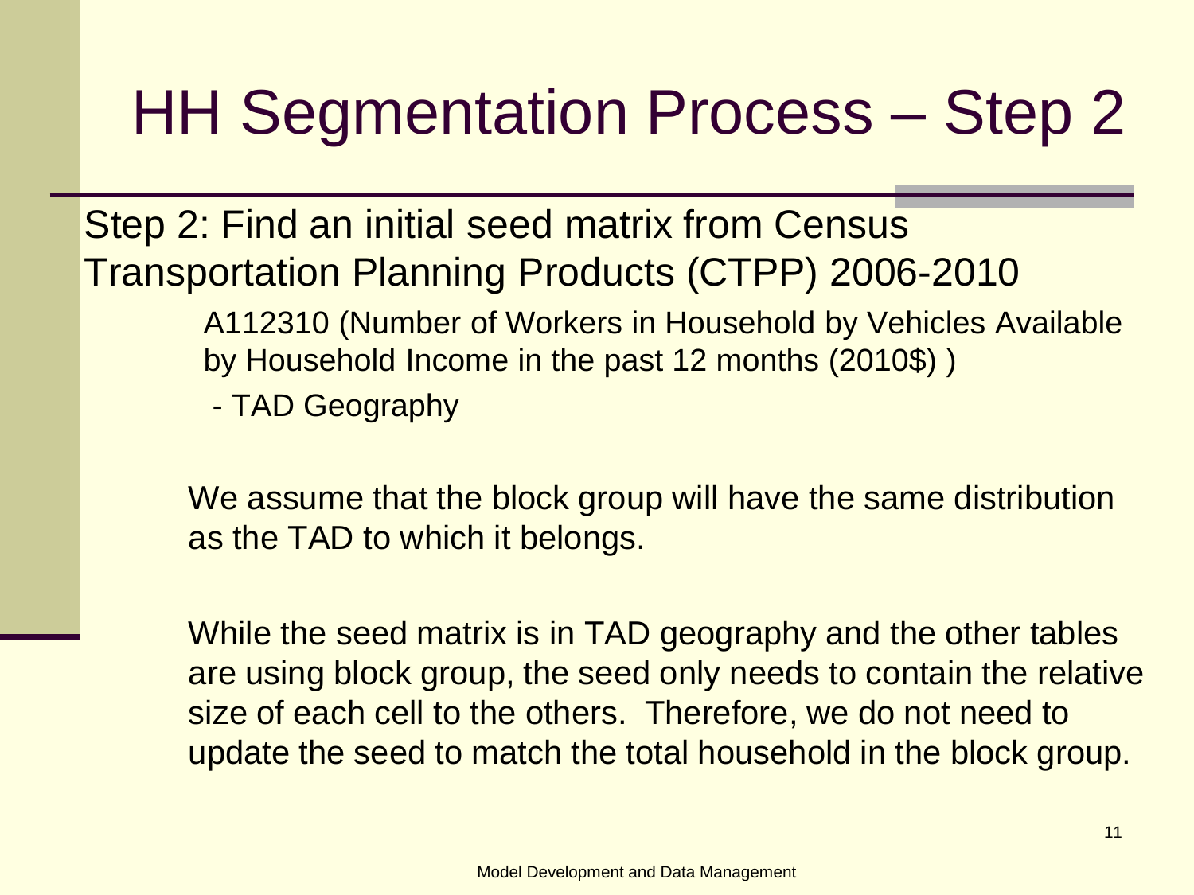# HH Segmentation Process – Step 2

Step 2: Find an initial seed matrix from Census Transportation Planning Products (CTPP) 2006-2010

A112310 (Number of Workers in Household by Vehicles Available by Household Income in the past 12 months (2010$) )

- TAD Geography

We assume that the block group will have the same distribution as the TAD to which it belongs.

While the seed matrix is in TAD geography and the other tables are using block group, the seed only needs to contain the relative size of each cell to the others. Therefore, we do not need to update the seed to match the total household in the block group.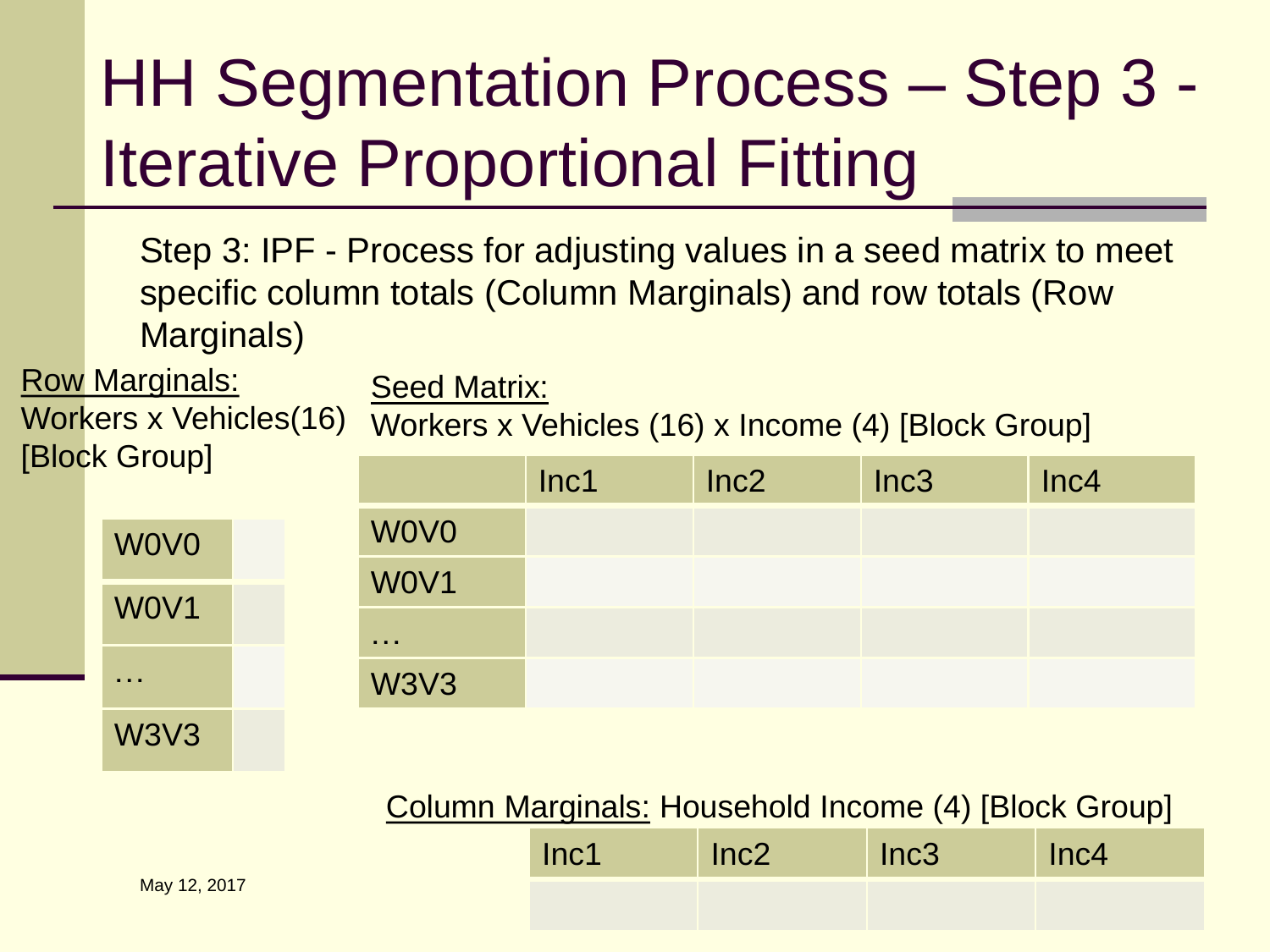# HH Segmentation Process – Step 3 - Iterative Proportional Fitting

Step 3: IPF - Process for adjusting values in a seed matrix to meet specific column totals (Column Marginals) and row totals (Row Marginals)

Row Marginals:
Workers x Vehicles(16) [Block Group]

| | |
|---|---|
| W0V0 | |
| W0V1 | |
| … | |
| W3V3 | |

Seed Matrix:
Workers x Vehicles (16) x Income (4) [Block Group]

| | Inc1 | Inc2 | Inc3 | Inc4 |
|---|---|---|---|---|
| W0V0 | | | | |
| W0V1 | | | | |
| … | | | | |
| W3V3 | | | | |

Column Marginals: Household Income (4) [Block Group]

| Inc1 | Inc2 | Inc3 | Inc4 |
|---|---|---|---|
| | | | |

May 12, 2017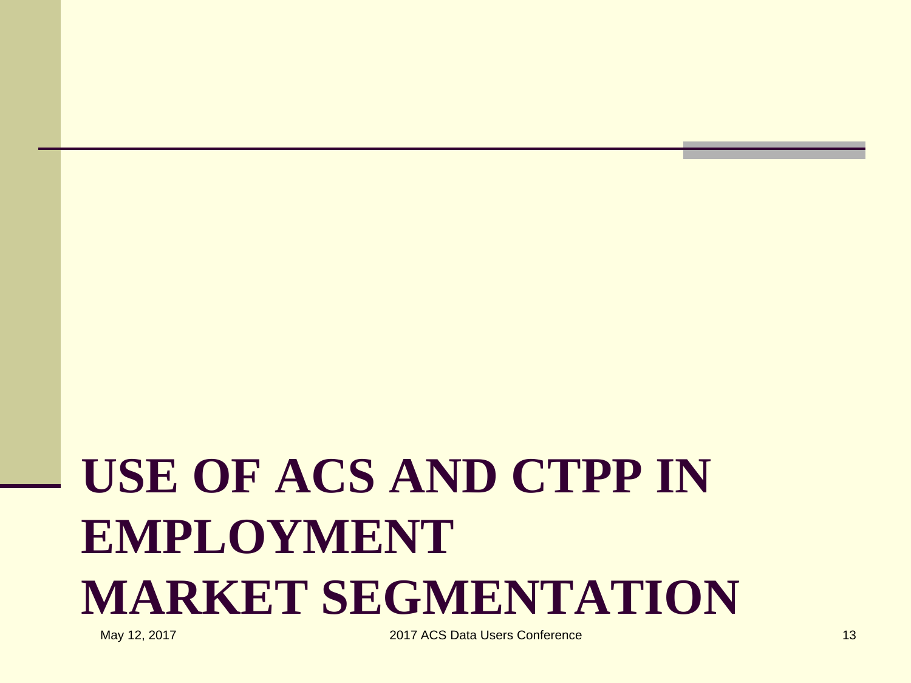# USE OF ACS AND CTPP IN EMPLOYMENT MARKET SEGMENTATION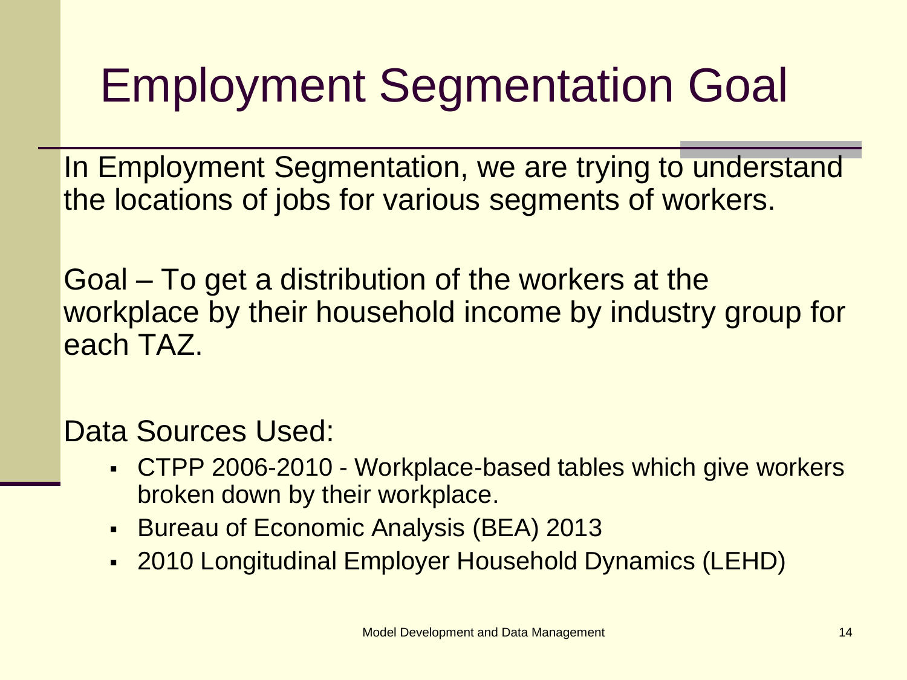# Employment Segmentation Goal

In Employment Segmentation, we are trying to understand the locations of jobs for various segments of workers.

Goal – To get a distribution of the workers at the workplace by their household income by industry group for each TAZ.

Data Sources Used:

- CTPP 2006-2010 - Workplace-based tables which give workers broken down by their workplace.
- Bureau of Economic Analysis (BEA) 2013
- 2010 Longitudinal Employer Household Dynamics (LEHD)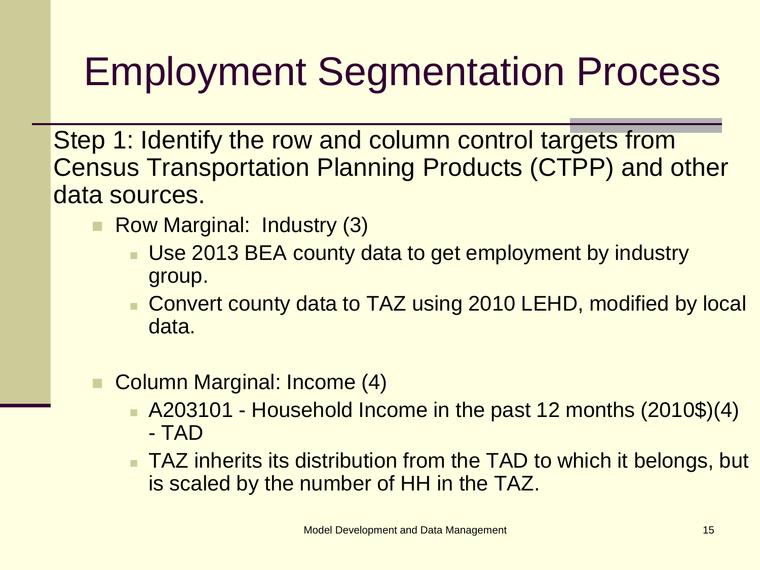# Employment Segmentation Process

Step 1: Identify the row and column control targets from Census Transportation Planning Products (CTPP) and other data sources.

- Row Marginal: Industry (3)
  - Use 2013 BEA county data to get employment by industry group.
  - Convert county data to TAZ using 2010 LEHD, modified by local data.
- Column Marginal: Income (4)
  - A203101 - Household Income in the past 12 months (2010$)(4) - TAD
  - TAZ inherits its distribution from the TAD to which it belongs, but is scaled by the number of HH in the TAZ.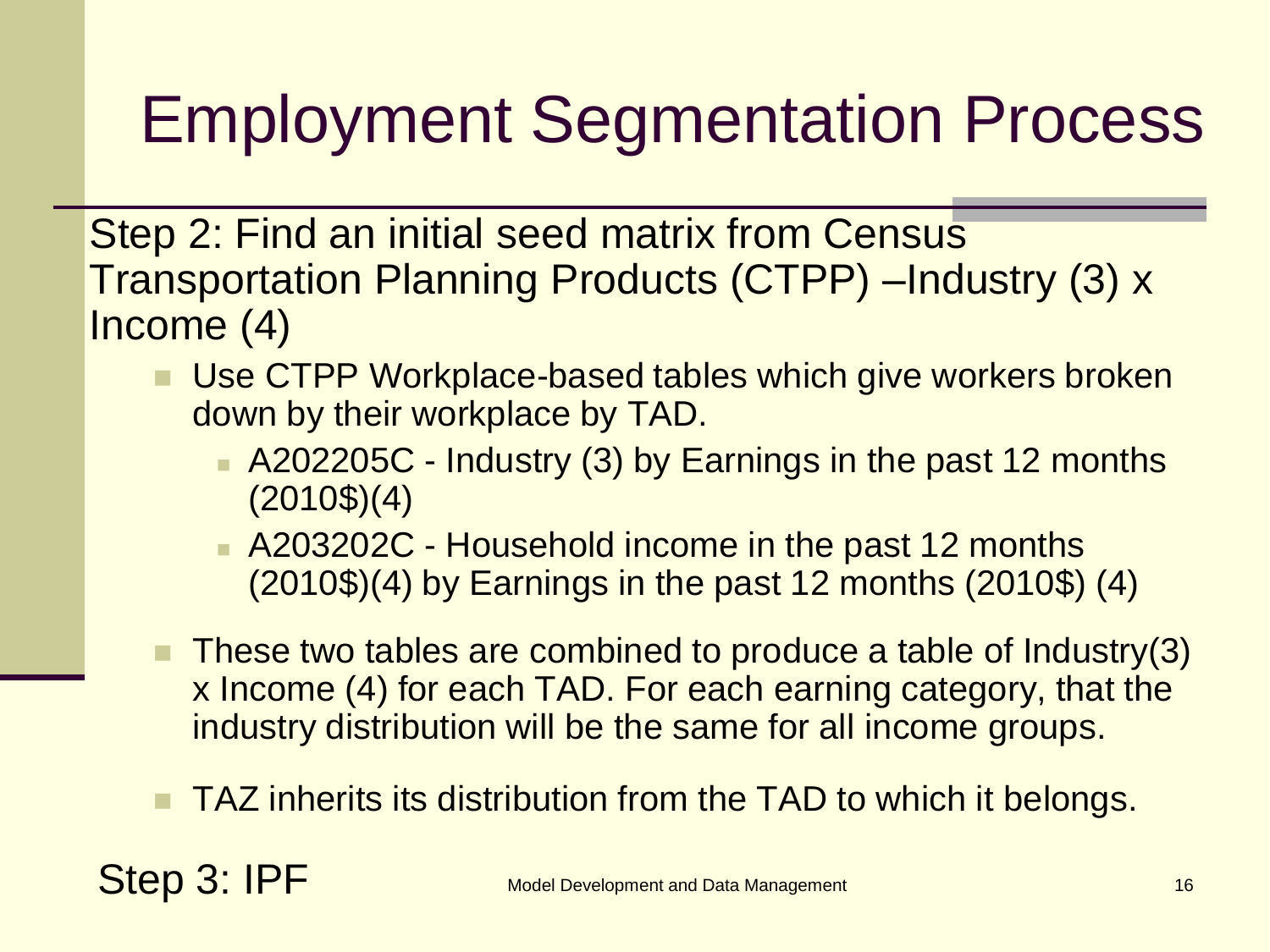# Employment Segmentation Process

Step 2: Find an initial seed matrix from Census Transportation Planning Products (CTPP) –Industry (3) x Income (4)

- Use CTPP Workplace-based tables which give workers broken down by their workplace by TAD.
  - A202205C - Industry (3) by Earnings in the past 12 months (2010$)(4)
  - A203202C - Household income in the past 12 months (2010$)(4) by Earnings in the past 12 months (2010$) (4)
- These two tables are combined to produce a table of Industry(3) x Income (4) for each TAD. For each earning category, that the industry distribution will be the same for all income groups.
- TAZ inherits its distribution from the TAD to which it belongs.

Step 3: IPF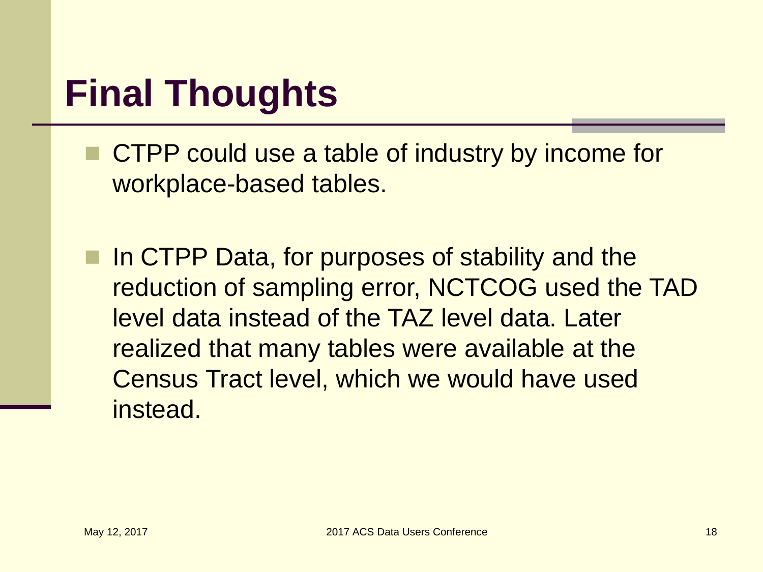# Final Thoughts

- CTPP could use a table of industry by income for workplace-based tables.

- In CTPP Data, for purposes of stability and the reduction of sampling error, NCTCOG used the TAD level data instead of the TAZ level data. Later realized that many tables were available at the Census Tract level, which we would have used instead.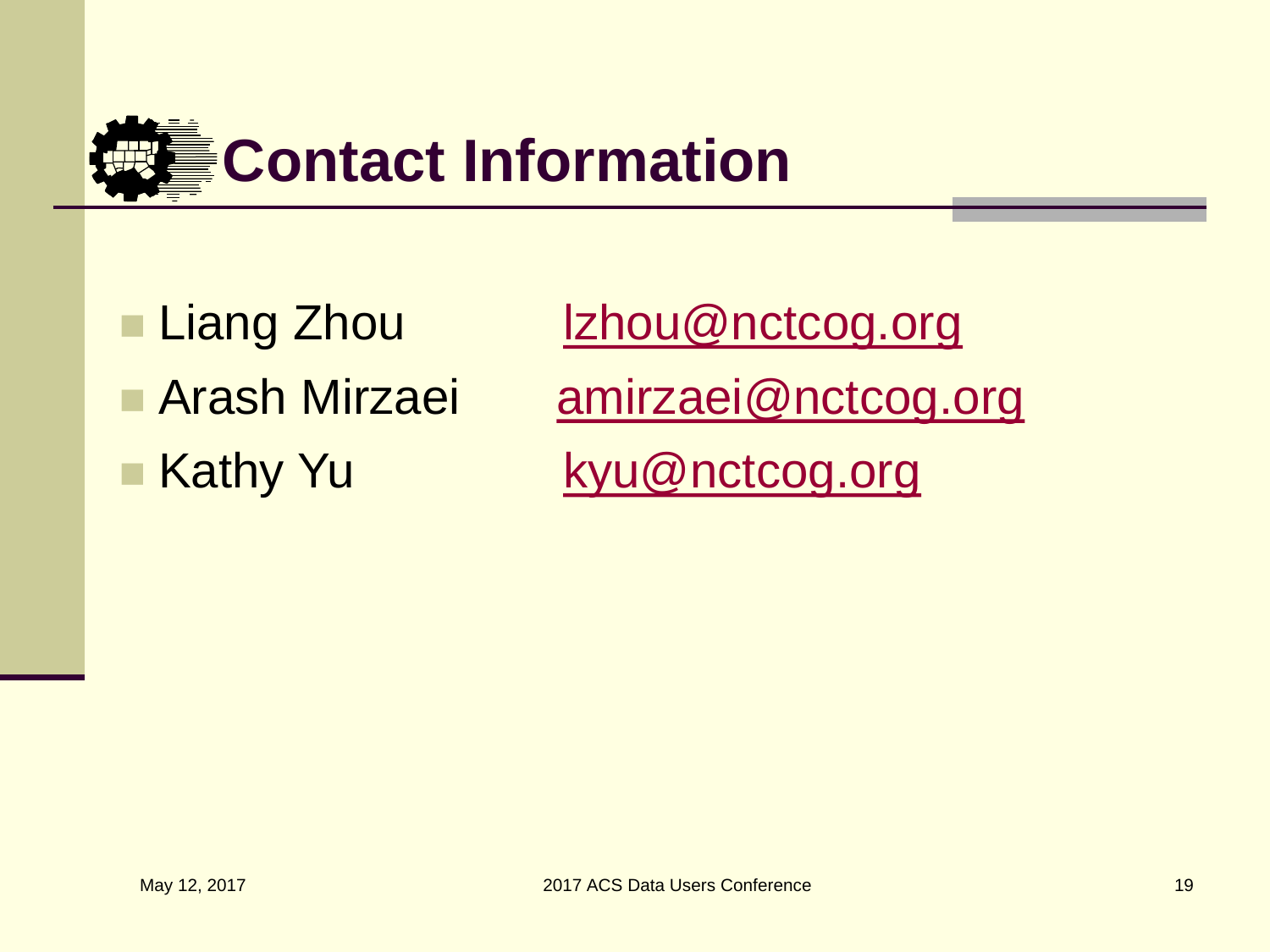# Contact Information

- Liang Zhou lzhou@nctcog.org
- Arash Mirzaei amirzaei@nctcog.org
- Kathy Yu kyu@nctcog.org